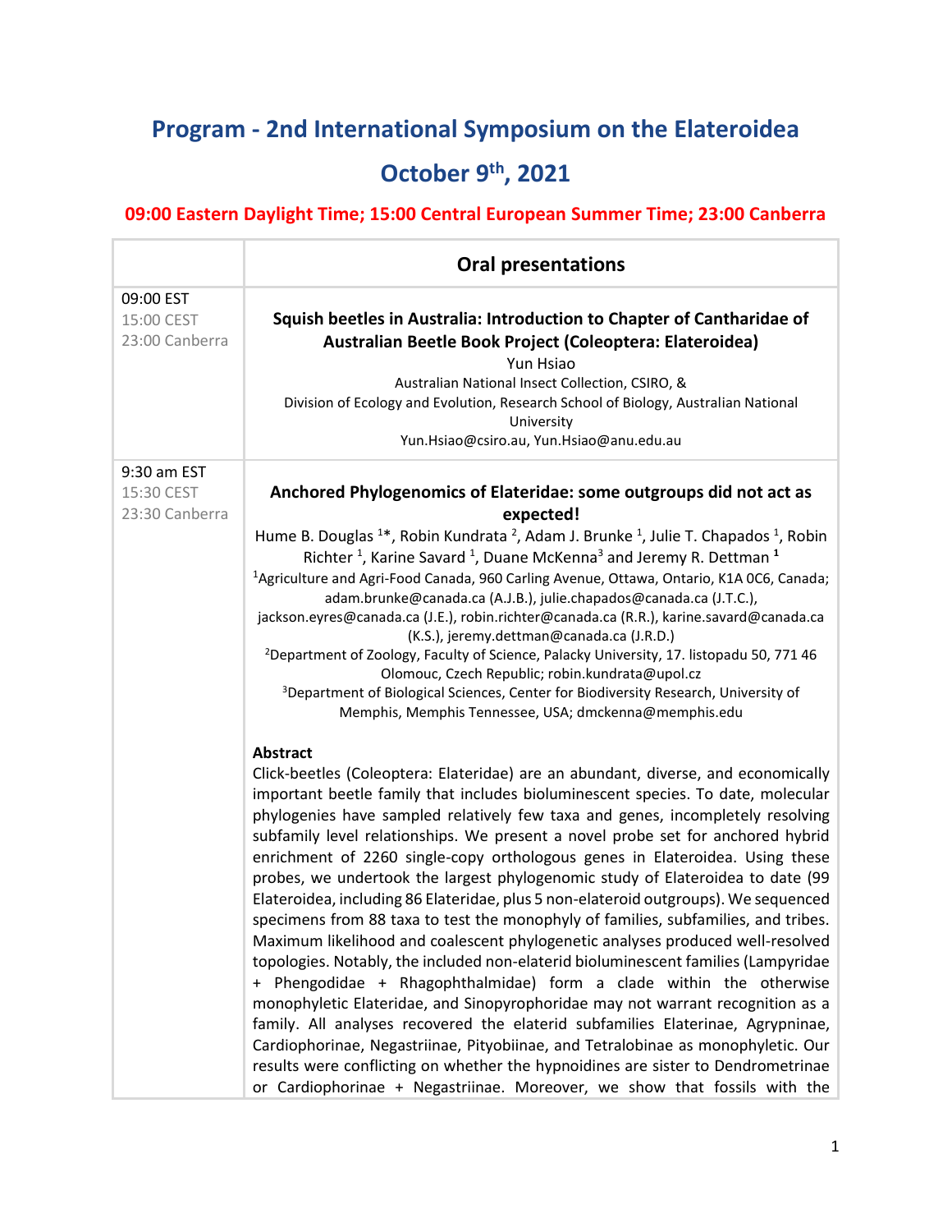# Program - 2nd International Symposium on the Elateroidea

## October 9th, 2021

### 09:00 Eastern Daylight Time; 15:00 Central European Summer Time; 23:00 Canberra

| | Oral presentations |
|---|---|
| 09:00 EST<br>15:00 CEST<br>23:00 Canberra | **Squish beetles in Australia: Introduction to Chapter of Cantharidae of Australian Beetle Book Project (Coleoptera: Elateroidea)**<br>Yun Hsiao<br>Australian National Insect Collection, CSIRO, &<br>Division of Ecology and Evolution, Research School of Biology, Australian National University<br>Yun.Hsiao@csiro.au, Yun.Hsiao@anu.edu.au |
| 9:30 am EST<br>15:30 CEST<br>23:30 Canberra | **Anchored Phylogenomics of Elateridae: some outgroups did not act as expected!**<br>Hume B. Douglas [1]*, Robin Kundrata [2], Adam J. Brunke [1], Julie T. Chapados [1], Robin Richter [1], Karine Savard [1], Duane McKenna[3] and Jeremy R. Dettman [1]<br>[1]Agriculture and Agri-Food Canada, 960 Carling Avenue, Ottawa, Ontario, K1A 0C6, Canada; adam.brunke@canada.ca (A.J.B.), julie.chapados@canada.ca (J.T.C.), jackson.eyres@canada.ca (J.E.), robin.richter@canada.ca (R.R.), karine.savard@canada.ca (K.S.), jeremy.dettman@canada.ca (J.R.D.)<br>[2]Department of Zoology, Faculty of Science, Palacky University, 17. listopadu 50, 771 46 Olomouc, Czech Republic; robin.kundrata@upol.cz<br>[3]Department of Biological Sciences, Center for Biodiversity Research, University of Memphis, Memphis Tennessee, USA; dmckenna@memphis.edu<br><br>**Abstract**<br>Click-beetles (Coleoptera: Elateridae) are an abundant, diverse, and economically important beetle family that includes bioluminescent species. To date, molecular phylogenies have sampled relatively few taxa and genes, incompletely resolving subfamily level relationships. We present a novel probe set for anchored hybrid enrichment of 2260 single-copy orthologous genes in Elateroidea. Using these probes, we undertook the largest phylogenomic study of Elateroidea to date (99 Elateroidea, including 86 Elateridae, plus 5 non-elateroid outgroups). We sequenced specimens from 88 taxa to test the monophyly of families, subfamilies, and tribes. Maximum likelihood and coalescent phylogenetic analyses produced well-resolved topologies. Notably, the included non-elaterid bioluminescent families (Lampyridae + Phengodidae + Rhagophthalmidae) form a clade within the otherwise monophyletic Elateridae, and Sinopyrophoridae may not warrant recognition as a family. All analyses recovered the elaterid subfamilies Elaterinae, Agrypninae, Cardiophorinae, Negastriinae, Pityobiinae, and Tetralobinae as monophyletic. Our results were conflicting on whether the hypnoidines are sister to Dendrometrinae or Cardiophorinae + Negastriinae. Moreover, we show that fossils with the |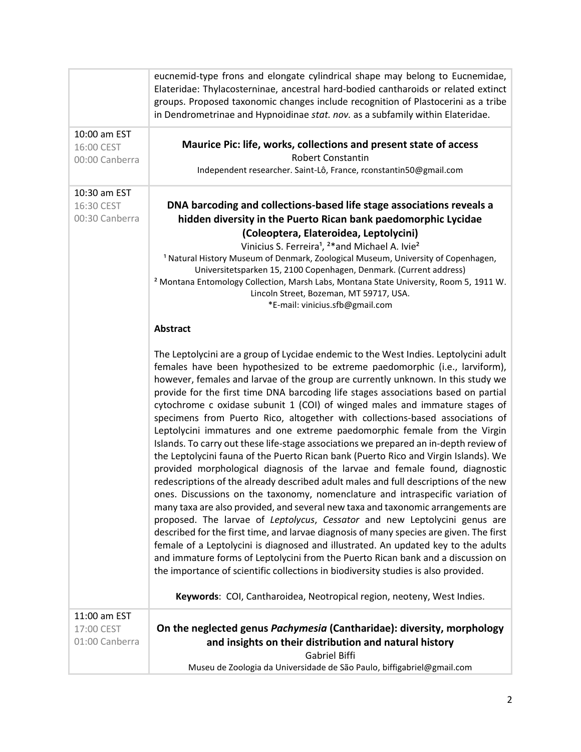| | |
|---|---|
| | eucnemid-type frons and elongate cylindrical shape may belong to Eucnemidae, Elateridae: Thylacosterninae, ancestral hard-bodied cantharoids or related extinct groups. Proposed taxonomic changes include recognition of Plastocerini as a tribe in Dendrometrinae and Hypnoidinae *stat. nov.* as a subfamily within Elateridae. |
| 10:00 am EST<br>16:00 CEST<br>00:00 Canberra | **Maurice Pic: life, works, collections and present state of access**<br>Robert Constantin<br>Independent researcher. Saint-Lô, France, rconstantin50@gmail.com |
| 10:30 am EST<br>16:30 CEST<br>00:30 Canberra | **DNA barcoding and collections-based life stage associations reveals a hidden diversity in the Puerto Rican bank paedomorphic Lycidae (Coleoptera, Elateroidea, Leptolycini)**<br>Vinicius S. Ferreira[1], [2]*and Michael A. Ivie[2]<br>[1] Natural History Museum of Denmark, Zoological Museum, University of Copenhagen, Universitetsparken 15, 2100 Copenhagen, Denmark. (Current address)<br>[2] Montana Entomology Collection, Marsh Labs, Montana State University, Room 5, 1911 W. Lincoln Street, Bozeman, MT 59717, USA.<br>*E-mail: vinicius.sfb@gmail.com<br><br>**Abstract**<br><br>The Leptolycini are a group of Lycidae endemic to the West Indies. Leptolycini adult females have been hypothesized to be extreme paedomorphic (i.e., larviform), however, females and larvae of the group are currently unknown. In this study we provide for the first time DNA barcoding life stages associations based on partial cytochrome c oxidase subunit 1 (COI) of winged males and immature stages of specimens from Puerto Rico, altogether with collections-based associations of Leptolycini immatures and one extreme paedomorphic female from the Virgin Islands. To carry out these life-stage associations we prepared an in-depth review of the Leptolycini fauna of the Puerto Rican bank (Puerto Rico and Virgin Islands). We provided morphological diagnosis of the larvae and female found, diagnostic redescriptions of the already described adult males and full descriptions of the new ones. Discussions on the taxonomy, nomenclature and intraspecific variation of many taxa are also provided, and several new taxa and taxonomic arrangements are proposed. The larvae of *Leptolycus*, *Cessator* and new Leptolycini genus are described for the first time, and larvae diagnosis of many species are given. The first female of a Leptolycini is diagnosed and illustrated. An updated key to the adults and immature forms of Leptolycini from the Puerto Rican bank and a discussion on the importance of scientific collections in biodiversity studies is also provided.<br><br>**Keywords**: COI, Cantharoidea, Neotropical region, neoteny, West Indies. |
| 11:00 am EST<br>17:00 CEST<br>01:00 Canberra | **On the neglected genus *Pachymesia* (Cantharidae): diversity, morphology and insights on their distribution and natural history**<br>Gabriel Biffi<br>Museu de Zoologia da Universidade de São Paulo, biffigabriel@gmail.com |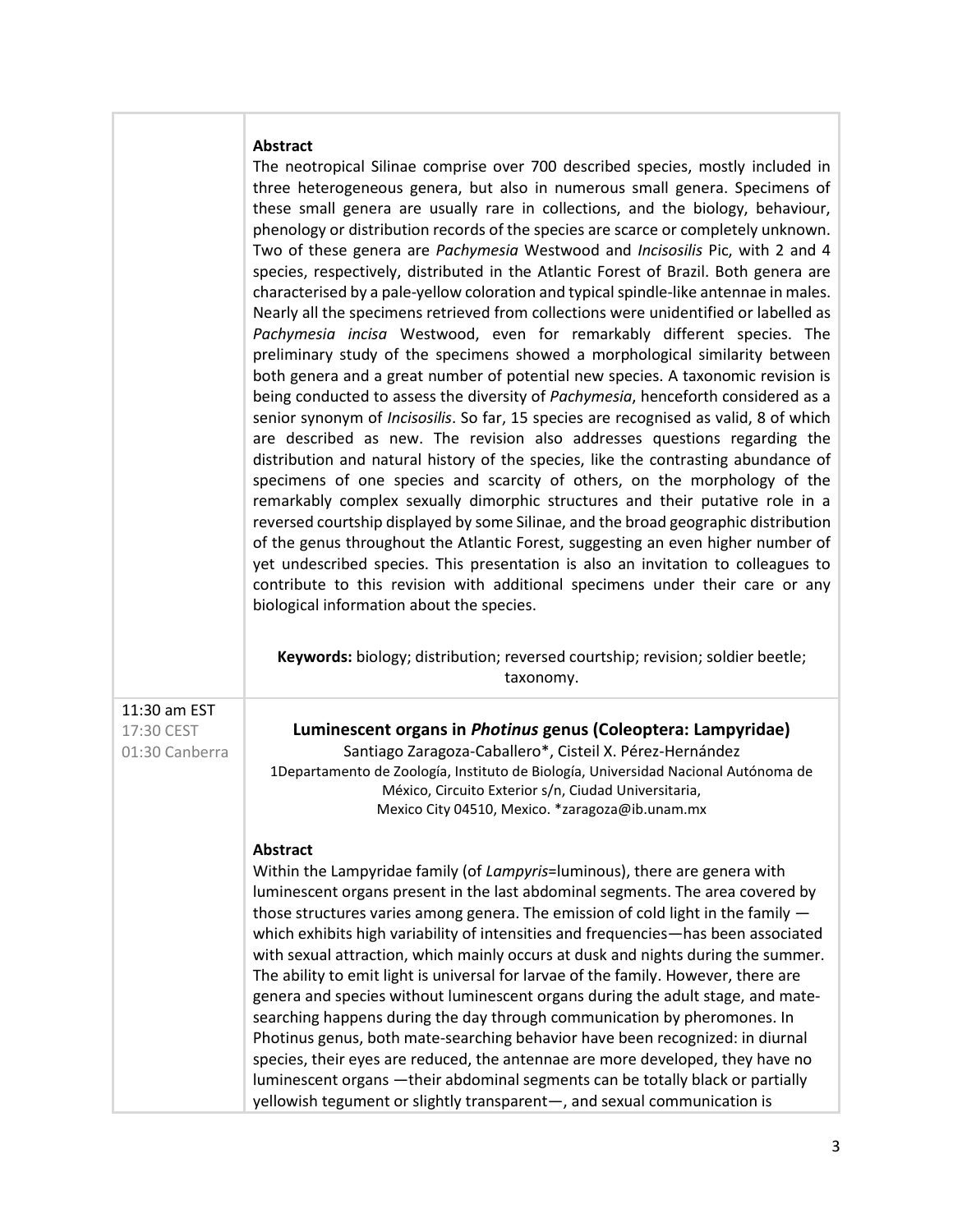**Abstract**

The neotropical Silinae comprise over 700 described species, mostly included in three heterogeneous genera, but also in numerous small genera. Specimens of these small genera are usually rare in collections, and the biology, behaviour, phenology or distribution records of the species are scarce or completely unknown. Two of these genera are *Pachymesia* Westwood and *Incisosilis* Pic, with 2 and 4 species, respectively, distributed in the Atlantic Forest of Brazil. Both genera are characterised by a pale-yellow coloration and typical spindle-like antennae in males. Nearly all the specimens retrieved from collections were unidentified or labelled as *Pachymesia incisa* Westwood, even for remarkably different species. The preliminary study of the specimens showed a morphological similarity between both genera and a great number of potential new species. A taxonomic revision is being conducted to assess the diversity of *Pachymesia*, henceforth considered as a senior synonym of *Incisosilis*. So far, 15 species are recognised as valid, 8 of which are described as new. The revision also addresses questions regarding the distribution and natural history of the species, like the contrasting abundance of specimens of one species and scarcity of others, on the morphology of the remarkably complex sexually dimorphic structures and their putative role in a reversed courtship displayed by some Silinae, and the broad geographic distribution of the genus throughout the Atlantic Forest, suggesting an even higher number of yet undescribed species. This presentation is also an invitation to colleagues to contribute to this revision with additional specimens under their care or any biological information about the species.

**Keywords:** biology; distribution; reversed courtship; revision; soldier beetle; taxonomy.

11:30 am EST
17:30 CEST
01:30 Canberra

### Luminescent organs in *Photinus* genus (Coleoptera: Lampyridae)

Santiago Zaragoza-Caballero*, Cisteil X. Pérez-Hernández

1Departamento de Zoología, Instituto de Biología, Universidad Nacional Autónoma de México, Circuito Exterior s/n, Ciudad Universitaria, Mexico City 04510, Mexico. *zaragoza@ib.unam.mx

**Abstract**

Within the Lampyridae family (of *Lampyris*=luminous), there are genera with luminescent organs present in the last abdominal segments. The area covered by those structures varies among genera. The emission of cold light in the family —which exhibits high variability of intensities and frequencies—has been associated with sexual attraction, which mainly occurs at dusk and nights during the summer. The ability to emit light is universal for larvae of the family. However, there are genera and species without luminescent organs during the adult stage, and mate-searching happens during the day through communication by pheromones. In Photinus genus, both mate-searching behavior have been recognized: in diurnal species, their eyes are reduced, the antennae are more developed, they have no luminescent organs —their abdominal segments can be totally black or partially yellowish tegument or slightly transparent—, and sexual communication is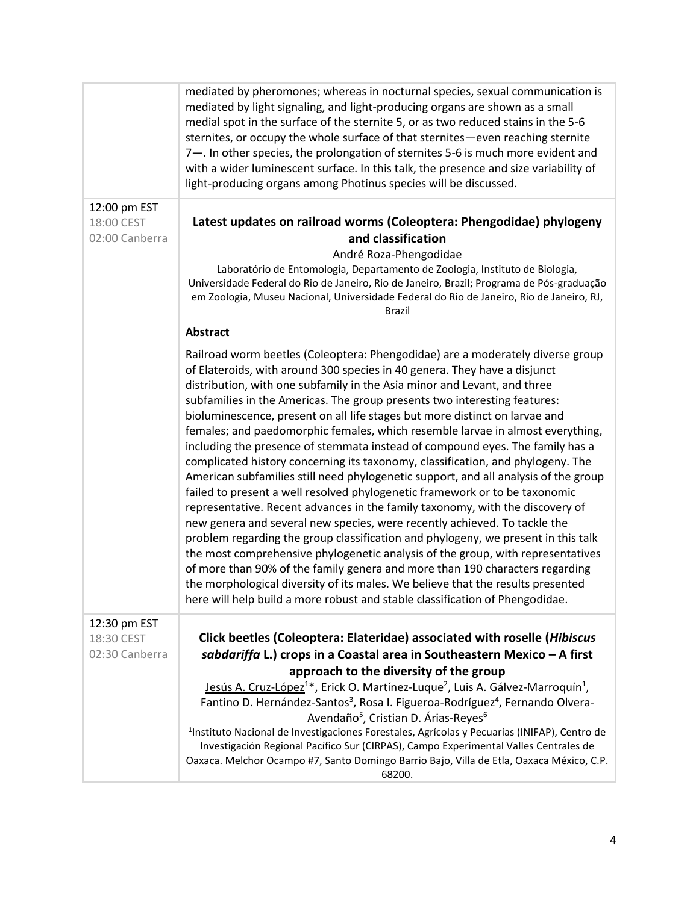| | |
|---|---|
| | mediated by pheromones; whereas in nocturnal species, sexual communication is mediated by light signaling, and light-producing organs are shown as a small medial spot in the surface of the sternite 5, or as two reduced stains in the 5-6 sternites, or occupy the whole surface of that sternites—even reaching sternite 7—. In other species, the prolongation of sternites 5-6 is much more evident and with a wider luminescent surface. In this talk, the presence and size variability of light-producing organs among Photinus species will be discussed. |
| 12:00 pm EST<br>18:00 CEST<br>02:00 Canberra | **Latest updates on railroad worms (Coleoptera: Phengodidae) phylogeny and classification**<br>André Roza-Phengodidae<br>Laboratório de Entomologia, Departamento de Zoologia, Instituto de Biologia, Universidade Federal do Rio de Janeiro, Rio de Janeiro, Brazil; Programa de Pós-graduação em Zoologia, Museu Nacional, Universidade Federal do Rio de Janeiro, Rio de Janeiro, RJ, Brazil<br><br>**Abstract**<br><br>Railroad worm beetles (Coleoptera: Phengodidae) are a moderately diverse group of Elateroids, with around 300 species in 40 genera. They have a disjunct distribution, with one subfamily in the Asia minor and Levant, and three subfamilies in the Americas. The group presents two interesting features: bioluminescence, present on all life stages but more distinct on larvae and females; and paedomorphic females, which resemble larvae in almost everything, including the presence of stemmata instead of compound eyes. The family has a complicated history concerning its taxonomy, classification, and phylogeny. The American subfamilies still need phylogenetic support, and all analysis of the group failed to present a well resolved phylogenetic framework or to be taxonomic representative. Recent advances in the family taxonomy, with the discovery of new genera and several new species, were recently achieved. To tackle the problem regarding the group classification and phylogeny, we present in this talk the most comprehensive phylogenetic analysis of the group, with representatives of more than 90% of the family genera and more than 190 characters regarding the morphological diversity of its males. We believe that the results presented here will help build a more robust and stable classification of Phengodidae. |
| 12:30 pm EST<br>18:30 CEST<br>02:30 Canberra | **Click beetles (Coleoptera: Elateridae) associated with roselle (*Hibiscus sabdariffa* L.) crops in a Coastal area in Southeastern Mexico – A first approach to the diversity of the group**<br><u>Jesús A. Cruz-López</u>[1]*, Erick O. Martínez-Luque[2], Luis A. Gálvez-Marroquín[1], Fantino D. Hernández-Santos[3], Rosa I. Figueroa-Rodríguez[4], Fernando Olvera-Avendaño[5], Cristian D. Árias-Reyes[6]<br>[1]Instituto Nacional de Investigaciones Forestales, Agrícolas y Pecuarias (INIFAP), Centro de Investigación Regional Pacífico Sur (CIRPAS), Campo Experimental Valles Centrales de Oaxaca. Melchor Ocampo #7, Santo Domingo Barrio Bajo, Villa de Etla, Oaxaca México, C.P. 68200. |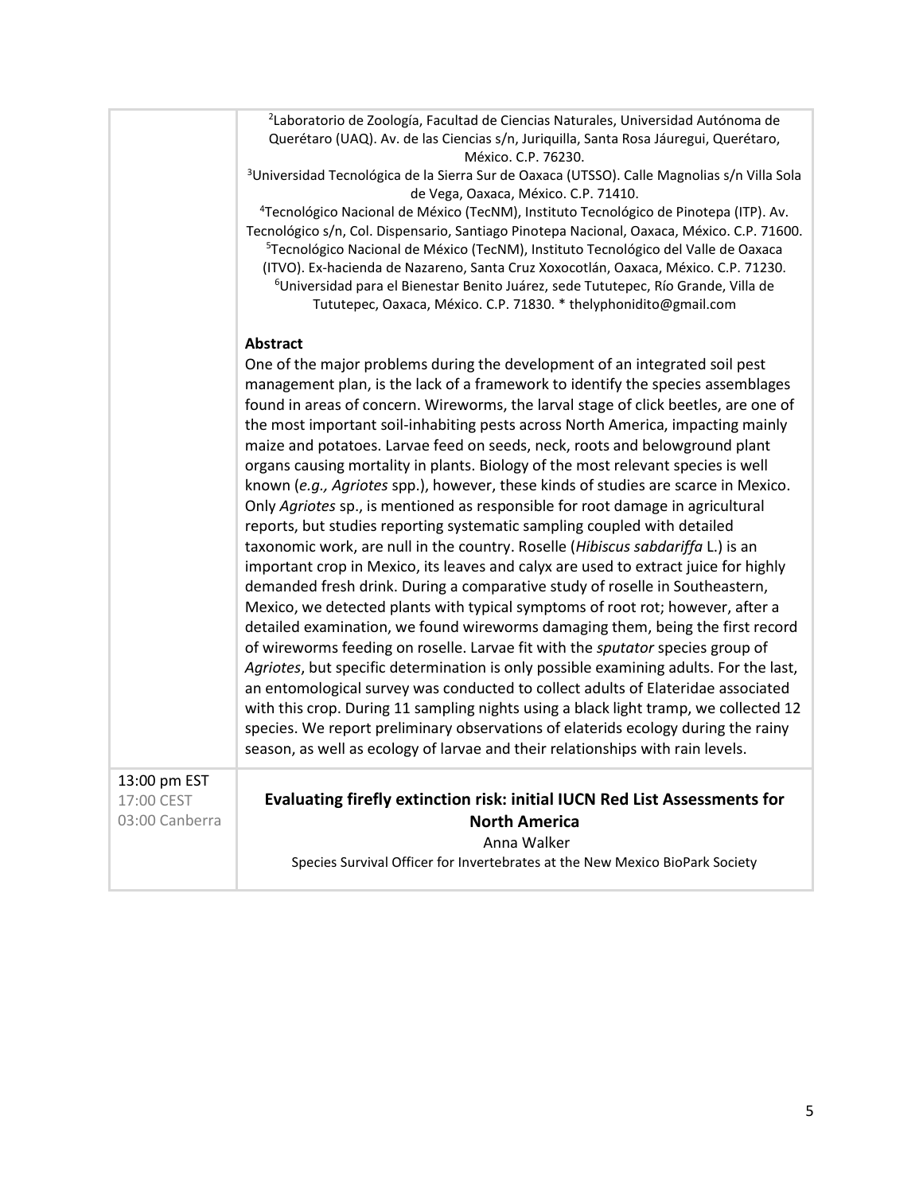| | |
|---|---|
| | [2]Laboratorio de Zoología, Facultad de Ciencias Naturales, Universidad Autónoma de Querétaro (UAQ). Av. de las Ciencias s/n, Juriquilla, Santa Rosa Jáuregui, Querétaro, México. C.P. 76230.<br>[3]Universidad Tecnológica de la Sierra Sur de Oaxaca (UTSSO). Calle Magnolias s/n Villa Sola de Vega, Oaxaca, México. C.P. 71410.<br>[4]Tecnológico Nacional de México (TecNM), Instituto Tecnológico de Pinotepa (ITP). Av. Tecnológico s/n, Col. Dispensario, Santiago Pinotepa Nacional, Oaxaca, México. C.P. 71600.<br>[5]Tecnológico Nacional de México (TecNM), Instituto Tecnológico del Valle de Oaxaca (ITVO). Ex-hacienda de Nazareno, Santa Cruz Xoxocotlán, Oaxaca, México. C.P. 71230.<br>[6]Universidad para el Bienestar Benito Juárez, sede Tututepec, Río Grande, Villa de Tututepec, Oaxaca, México. C.P. 71830. * thelyphonidito@gmail.com<br><br>**Abstract**<br>One of the major problems during the development of an integrated soil pest management plan, is the lack of a framework to identify the species assemblages found in areas of concern. Wireworms, the larval stage of click beetles, are one of the most important soil-inhabiting pests across North America, impacting mainly maize and potatoes. Larvae feed on seeds, neck, roots and belowground plant organs causing mortality in plants. Biology of the most relevant species is well known (*e.g., Agriotes* spp.), however, these kinds of studies are scarce in Mexico. Only *Agriotes* sp., is mentioned as responsible for root damage in agricultural reports, but studies reporting systematic sampling coupled with detailed taxonomic work, are null in the country. Roselle (*Hibiscus sabdariffa* L.) is an important crop in Mexico, its leaves and calyx are used to extract juice for highly demanded fresh drink. During a comparative study of roselle in Southeastern, Mexico, we detected plants with typical symptoms of root rot; however, after a detailed examination, we found wireworms damaging them, being the first record of wireworms feeding on roselle. Larvae fit with the *sputator* species group of *Agriotes*, but specific determination is only possible examining adults. For the last, an entomological survey was conducted to collect adults of Elateridae associated with this crop. During 11 sampling nights using a black light tramp, we collected 12 species. We report preliminary observations of elaterids ecology during the rainy season, as well as ecology of larvae and their relationships with rain levels. |
| 13:00 pm EST<br>17:00 CEST<br>03:00 Canberra | **Evaluating firefly extinction risk: initial IUCN Red List Assessments for North America**<br>Anna Walker<br>Species Survival Officer for Invertebrates at the New Mexico BioPark Society |